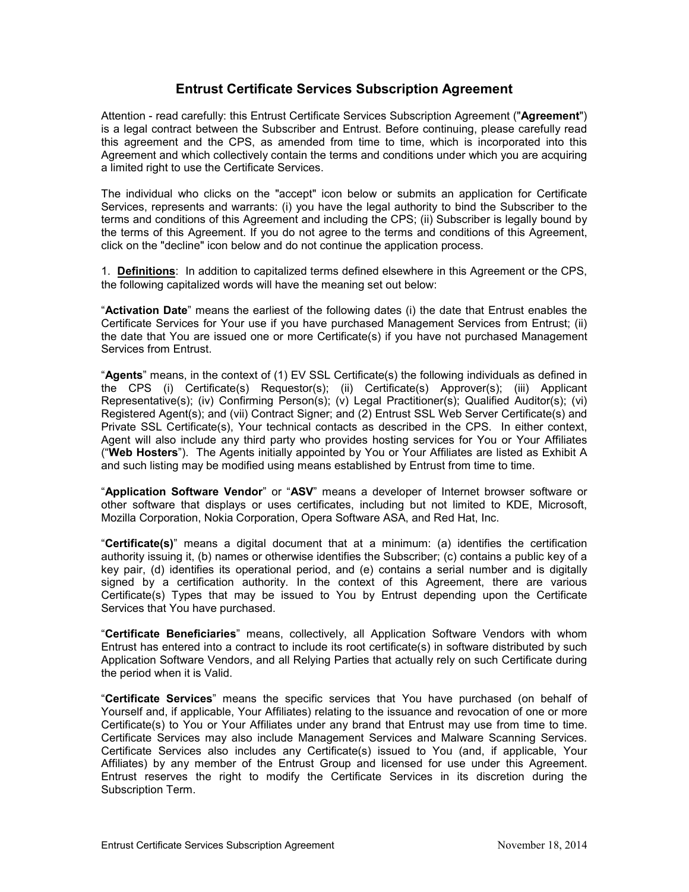# Entrust Certificate Services Subscription Agreement

Attention - read carefully: this Entrust Certificate Services Subscription Agreement ("**Agreement**") is a legal contract between the Subscriber and Entrust. Before continuing, please carefully read this agreement and the CPS, as amended from time to time, which is incorporated into this Agreement and which collectively contain the terms and conditions under which you are acquiring a limited right to use the Certificate Services.

The individual who clicks on the "accept" icon below or submits an application for Certificate Services, represents and warrants: (i) you have the legal authority to bind the Subscriber to the terms and conditions of this Agreement and including the CPS; (ii) Subscriber is legally bound by the terms of this Agreement. If you do not agree to the terms and conditions of this Agreement, click on the "decline" icon below and do not continue the application process.

1. **Definitions**: In addition to capitalized terms defined elsewhere in this Agreement or the CPS, the following capitalized words will have the meaning set out below:

"**Activation Date**" means the earliest of the following dates (i) the date that Entrust enables the Certificate Services for Your use if you have purchased Management Services from Entrust; (ii) the date that You are issued one or more Certificate(s) if you have not purchased Management Services from Entrust.

"**Agents**" means, in the context of (1) EV SSL Certificate(s) the following individuals as defined in the CPS (i) Certificate(s) Requestor(s); (ii) Certificate(s) Approver(s); (iii) Applicant Representative(s); (iv) Confirming Person(s); (v) Legal Practitioner(s); Qualified Auditor(s); (vi) Registered Agent(s); and (vii) Contract Signer; and (2) Entrust SSL Web Server Certificate(s) and Private SSL Certificate(s), Your technical contacts as described in the CPS. In either context, Agent will also include any third party who provides hosting services for You or Your Affiliates ("**Web Hosters**"). The Agents initially appointed by You or Your Affiliates are listed as Exhibit A and such listing may be modified using means established by Entrust from time to time.

"**Application Software Vendor**" or "**ASV**" means a developer of Internet browser software or other software that displays or uses certificates, including but not limited to KDE, Microsoft, Mozilla Corporation, Nokia Corporation, Opera Software ASA, and Red Hat, Inc.

"**Certificate(s)**" means a digital document that at a minimum: (a) identifies the certification authority issuing it, (b) names or otherwise identifies the Subscriber; (c) contains a public key of a key pair, (d) identifies its operational period, and (e) contains a serial number and is digitally signed by a certification authority. In the context of this Agreement, there are various Certificate(s) Types that may be issued to You by Entrust depending upon the Certificate Services that You have purchased.

"**Certificate Beneficiaries**" means, collectively, all Application Software Vendors with whom Entrust has entered into a contract to include its root certificate(s) in software distributed by such Application Software Vendors, and all Relying Parties that actually rely on such Certificate during the period when it is Valid.

"**Certificate Services**" means the specific services that You have purchased (on behalf of Yourself and, if applicable, Your Affiliates) relating to the issuance and revocation of one or more Certificate(s) to You or Your Affiliates under any brand that Entrust may use from time to time. Certificate Services may also include Management Services and Malware Scanning Services. Certificate Services also includes any Certificate(s) issued to You (and, if applicable, Your Affiliates) by any member of the Entrust Group and licensed for use under this Agreement. Entrust reserves the right to modify the Certificate Services in its discretion during the Subscription Term.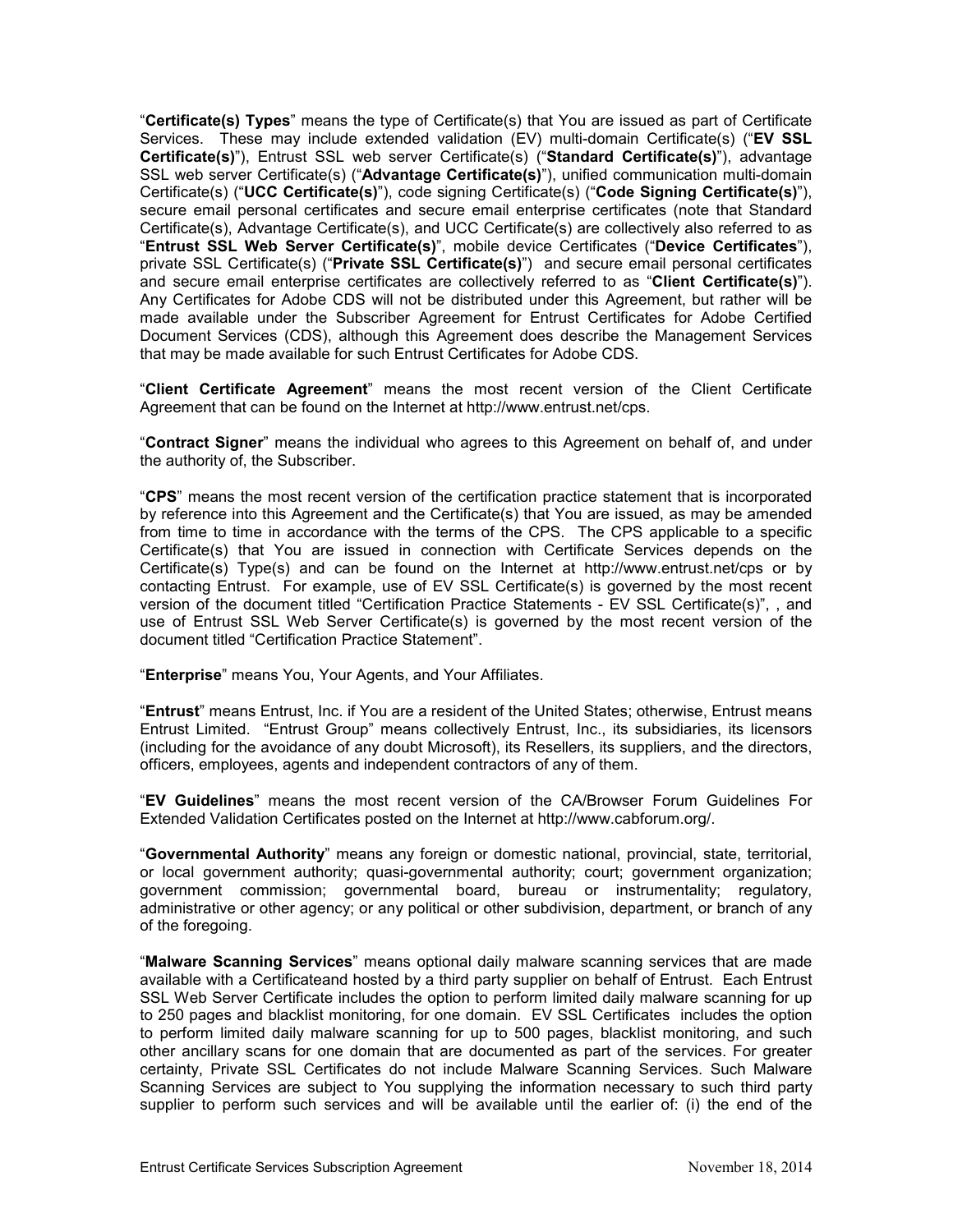"**Certificate(s) Types**" means the type of Certificate(s) that You are issued as part of Certificate Services. These may include extended validation (EV) multi-domain Certificate(s) ("**EV SSL Certificate(s)**"), Entrust SSL web server Certificate(s) ("**Standard Certificate(s)**"), advantage SSL web server Certificate(s) ("**Advantage Certificate(s)**"), unified communication multi-domain Certificate(s) ("**UCC Certificate(s)**"), code signing Certificate(s) ("**Code Signing Certificate(s)**"), secure email personal certificates and secure email enterprise certificates (note that Standard Certificate(s), Advantage Certificate(s), and UCC Certificate(s) are collectively also referred to as "**Entrust SSL Web Server Certificate(s)**", mobile device Certificates ("**Device Certificates**"), private SSL Certificate(s) ("**Private SSL Certificate(s)**") and secure email personal certificates and secure email enterprise certificates are collectively referred to as "**Client Certificate(s)**"). Any Certificates for Adobe CDS will not be distributed under this Agreement, but rather will be made available under the Subscriber Agreement for Entrust Certificates for Adobe Certified Document Services (CDS), although this Agreement does describe the Management Services that may be made available for such Entrust Certificates for Adobe CDS.

"**Client Certificate Agreement**" means the most recent version of the Client Certificate Agreement that can be found on the Internet at http://www.entrust.net/cps.

"**Contract Signer**" means the individual who agrees to this Agreement on behalf of, and under the authority of, the Subscriber.

"**CPS**" means the most recent version of the certification practice statement that is incorporated by reference into this Agreement and the Certificate(s) that You are issued, as may be amended from time to time in accordance with the terms of the CPS. The CPS applicable to a specific Certificate(s) that You are issued in connection with Certificate Services depends on the Certificate(s) Type(s) and can be found on the Internet at http://www.entrust.net/cps or by contacting Entrust. For example, use of EV SSL Certificate(s) is governed by the most recent version of the document titled "Certification Practice Statements - EV SSL Certificate(s)", , and use of Entrust SSL Web Server Certificate(s) is governed by the most recent version of the document titled "Certification Practice Statement".

"**Enterprise**" means You, Your Agents, and Your Affiliates.

"**Entrust**" means Entrust, Inc. if You are a resident of the United States; otherwise, Entrust means Entrust Limited. "Entrust Group" means collectively Entrust, Inc., its subsidiaries, its licensors (including for the avoidance of any doubt Microsoft), its Resellers, its suppliers, and the directors, officers, employees, agents and independent contractors of any of them.

"**EV Guidelines**" means the most recent version of the CA/Browser Forum Guidelines For Extended Validation Certificates posted on the Internet at http://www.cabforum.org/.

"**Governmental Authority**" means any foreign or domestic national, provincial, state, territorial, or local government authority; quasi-governmental authority; court; government organization; government commission; governmental board, bureau or instrumentality; regulatory, administrative or other agency; or any political or other subdivision, department, or branch of any of the foregoing.

"**Malware Scanning Services**" means optional daily malware scanning services that are made available with a Certificateand hosted by a third party supplier on behalf of Entrust. Each Entrust SSL Web Server Certificate includes the option to perform limited daily malware scanning for up to 250 pages and blacklist monitoring, for one domain. EV SSL Certificates includes the option to perform limited daily malware scanning for up to 500 pages, blacklist monitoring, and such other ancillary scans for one domain that are documented as part of the services. For greater certainty, Private SSL Certificates do not include Malware Scanning Services. Such Malware Scanning Services are subject to You supplying the information necessary to such third party supplier to perform such services and will be available until the earlier of: (i) the end of the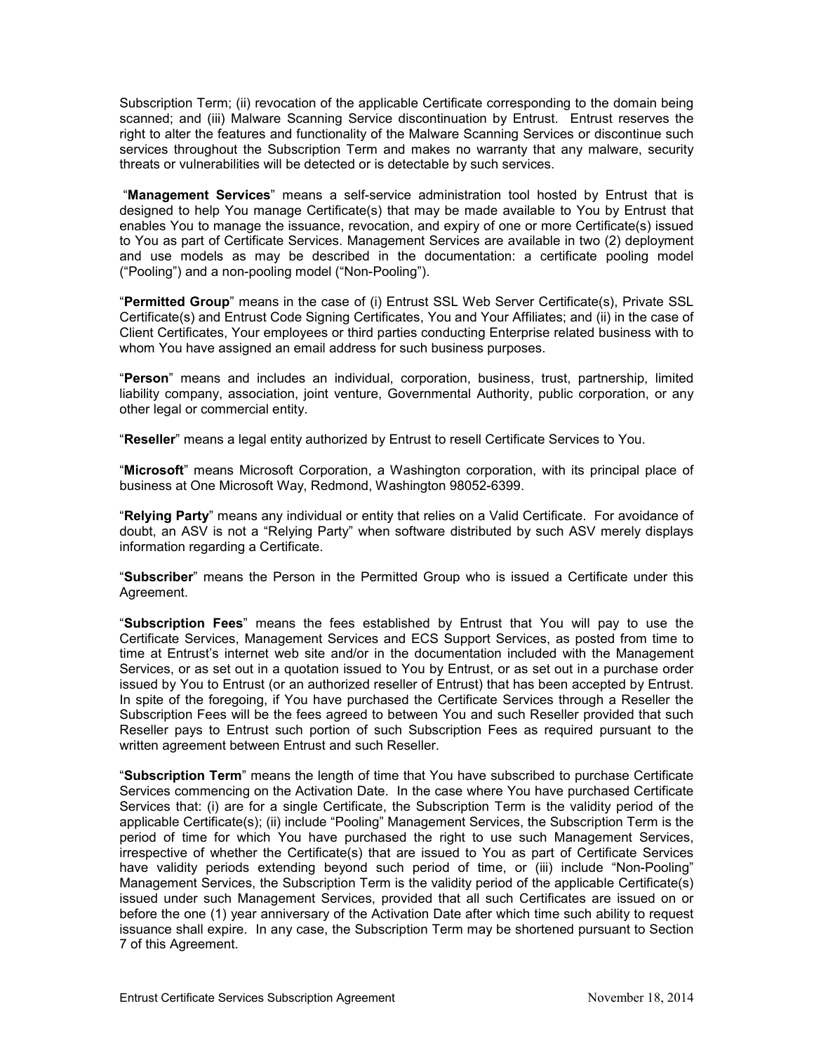Subscription Term; (ii) revocation of the applicable Certificate corresponding to the domain being scanned; and (iii) Malware Scanning Service discontinuation by Entrust. Entrust reserves the right to alter the features and functionality of the Malware Scanning Services or discontinue such services throughout the Subscription Term and makes no warranty that any malware, security threats or vulnerabilities will be detected or is detectable by such services.

"**Management Services**" means a self-service administration tool hosted by Entrust that is designed to help You manage Certificate(s) that may be made available to You by Entrust that enables You to manage the issuance, revocation, and expiry of one or more Certificate(s) issued to You as part of Certificate Services. Management Services are available in two (2) deployment and use models as may be described in the documentation: a certificate pooling model ("Pooling") and a non-pooling model ("Non-Pooling").

"**Permitted Group**" means in the case of (i) Entrust SSL Web Server Certificate(s), Private SSL Certificate(s) and Entrust Code Signing Certificates, You and Your Affiliates; and (ii) in the case of Client Certificates, Your employees or third parties conducting Enterprise related business with to whom You have assigned an email address for such business purposes.

"**Person**" means and includes an individual, corporation, business, trust, partnership, limited liability company, association, joint venture, Governmental Authority, public corporation, or any other legal or commercial entity.

"**Reseller**" means a legal entity authorized by Entrust to resell Certificate Services to You.

"**Microsoft**" means Microsoft Corporation, a Washington corporation, with its principal place of business at One Microsoft Way, Redmond, Washington 98052-6399.

"**Relying Party**" means any individual or entity that relies on a Valid Certificate. For avoidance of doubt, an ASV is not a "Relying Party" when software distributed by such ASV merely displays information regarding a Certificate.

"**Subscriber**" means the Person in the Permitted Group who is issued a Certificate under this Agreement.

"**Subscription Fees**" means the fees established by Entrust that You will pay to use the Certificate Services, Management Services and ECS Support Services, as posted from time to time at Entrust's internet web site and/or in the documentation included with the Management Services, or as set out in a quotation issued to You by Entrust, or as set out in a purchase order issued by You to Entrust (or an authorized reseller of Entrust) that has been accepted by Entrust. In spite of the foregoing, if You have purchased the Certificate Services through a Reseller the Subscription Fees will be the fees agreed to between You and such Reseller provided that such Reseller pays to Entrust such portion of such Subscription Fees as required pursuant to the written agreement between Entrust and such Reseller.

"**Subscription Term**" means the length of time that You have subscribed to purchase Certificate Services commencing on the Activation Date. In the case where You have purchased Certificate Services that: (i) are for a single Certificate, the Subscription Term is the validity period of the applicable Certificate(s); (ii) include "Pooling" Management Services, the Subscription Term is the period of time for which You have purchased the right to use such Management Services, irrespective of whether the Certificate(s) that are issued to You as part of Certificate Services have validity periods extending beyond such period of time, or (iii) include "Non-Pooling" Management Services, the Subscription Term is the validity period of the applicable Certificate(s) issued under such Management Services, provided that all such Certificates are issued on or before the one (1) year anniversary of the Activation Date after which time such ability to request issuance shall expire. In any case, the Subscription Term may be shortened pursuant to Section 7 of this Agreement.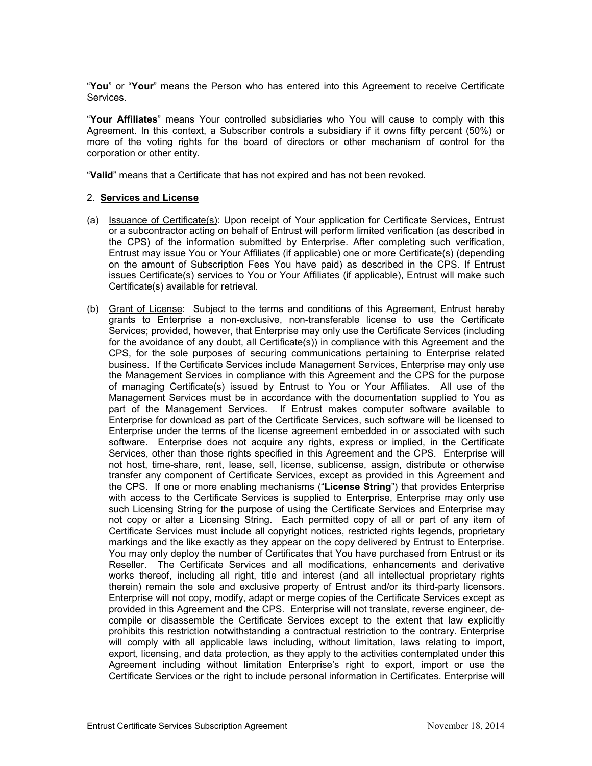"**You**" or "**Your**" means the Person who has entered into this Agreement to receive Certificate Services.

"**Your Affiliates**" means Your controlled subsidiaries who You will cause to comply with this Agreement. In this context, a Subscriber controls a subsidiary if it owns fifty percent (50%) or more of the voting rights for the board of directors or other mechanism of control for the corporation or other entity.

"**Valid**" means that a Certificate that has not expired and has not been revoked.

2. **Services and License**

(a) Issuance of Certificate(s): Upon receipt of Your application for Certificate Services, Entrust or a subcontractor acting on behalf of Entrust will perform limited verification (as described in the CPS) of the information submitted by Enterprise. After completing such verification, Entrust may issue You or Your Affiliates (if applicable) one or more Certificate(s) (depending on the amount of Subscription Fees You have paid) as described in the CPS. If Entrust issues Certificate(s) services to You or Your Affiliates (if applicable), Entrust will make such Certificate(s) available for retrieval.

(b) Grant of License: Subject to the terms and conditions of this Agreement, Entrust hereby grants to Enterprise a non-exclusive, non-transferable license to use the Certificate Services; provided, however, that Enterprise may only use the Certificate Services (including for the avoidance of any doubt, all Certificate(s)) in compliance with this Agreement and the CPS, for the sole purposes of securing communications pertaining to Enterprise related business. If the Certificate Services include Management Services, Enterprise may only use the Management Services in compliance with this Agreement and the CPS for the purpose of managing Certificate(s) issued by Entrust to You or Your Affiliates. All use of the Management Services must be in accordance with the documentation supplied to You as part of the Management Services. If Entrust makes computer software available to Enterprise for download as part of the Certificate Services, such software will be licensed to Enterprise under the terms of the license agreement embedded in or associated with such software. Enterprise does not acquire any rights, express or implied, in the Certificate Services, other than those rights specified in this Agreement and the CPS. Enterprise will not host, time-share, rent, lease, sell, license, sublicense, assign, distribute or otherwise transfer any component of Certificate Services, except as provided in this Agreement and the CPS. If one or more enabling mechanisms ("**License String**") that provides Enterprise with access to the Certificate Services is supplied to Enterprise, Enterprise may only use such Licensing String for the purpose of using the Certificate Services and Enterprise may not copy or alter a Licensing String. Each permitted copy of all or part of any item of Certificate Services must include all copyright notices, restricted rights legends, proprietary markings and the like exactly as they appear on the copy delivered by Entrust to Enterprise. You may only deploy the number of Certificates that You have purchased from Entrust or its Reseller. The Certificate Services and all modifications, enhancements and derivative works thereof, including all right, title and interest (and all intellectual proprietary rights therein) remain the sole and exclusive property of Entrust and/or its third-party licensors. Enterprise will not copy, modify, adapt or merge copies of the Certificate Services except as provided in this Agreement and the CPS. Enterprise will not translate, reverse engineer, de-compile or disassemble the Certificate Services except to the extent that law explicitly prohibits this restriction notwithstanding a contractual restriction to the contrary. Enterprise will comply with all applicable laws including, without limitation, laws relating to import, export, licensing, and data protection, as they apply to the activities contemplated under this Agreement including without limitation Enterprise's right to export, import or use the Certificate Services or the right to include personal information in Certificates. Enterprise will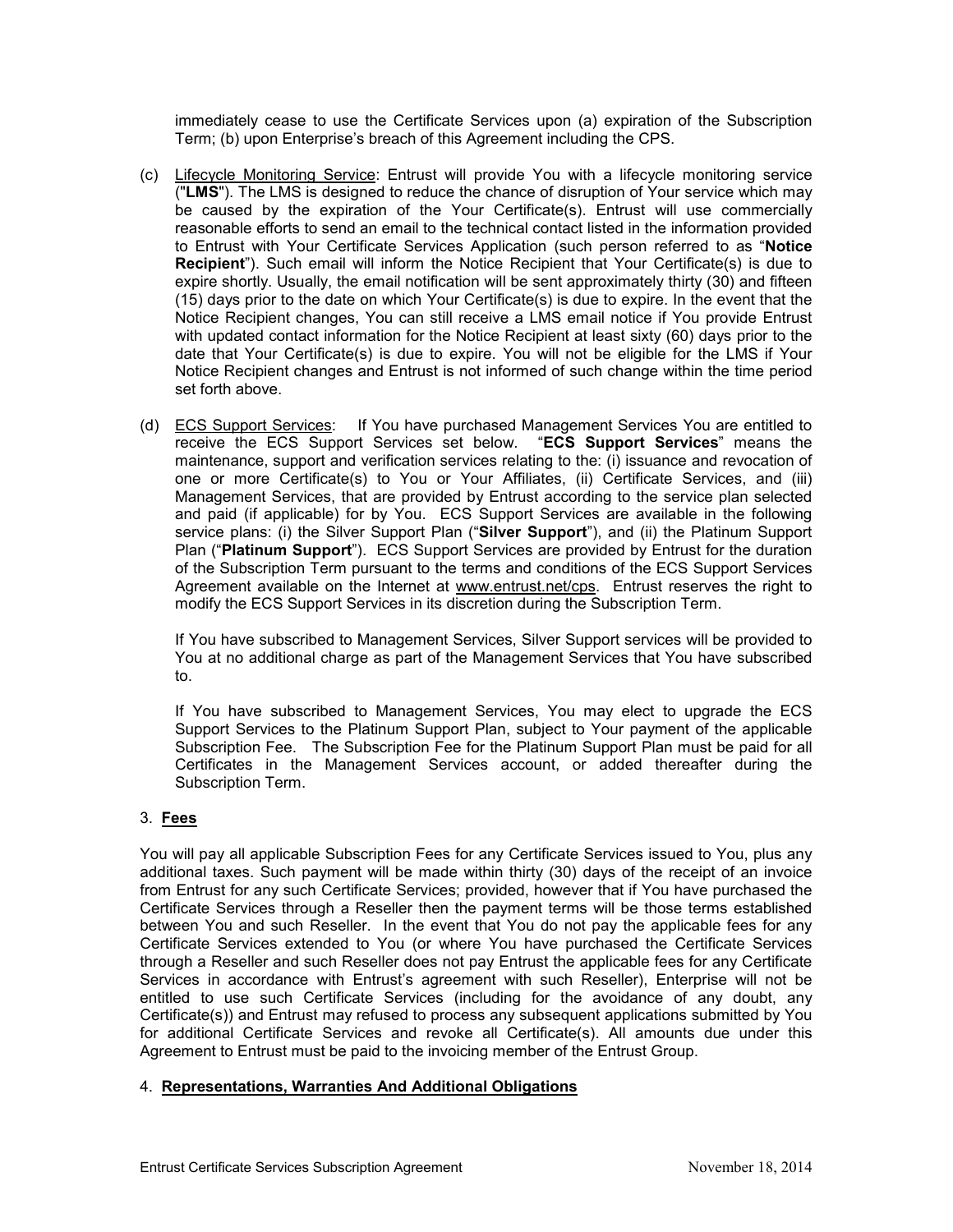immediately cease to use the Certificate Services upon (a) expiration of the Subscription Term; (b) upon Enterprise's breach of this Agreement including the CPS.

(c) Lifecycle Monitoring Service: Entrust will provide You with a lifecycle monitoring service ("**LMS**"). The LMS is designed to reduce the chance of disruption of Your service which may be caused by the expiration of the Your Certificate(s). Entrust will use commercially reasonable efforts to send an email to the technical contact listed in the information provided to Entrust with Your Certificate Services Application (such person referred to as "**Notice Recipient**"). Such email will inform the Notice Recipient that Your Certificate(s) is due to expire shortly. Usually, the email notification will be sent approximately thirty (30) and fifteen (15) days prior to the date on which Your Certificate(s) is due to expire. In the event that the Notice Recipient changes, You can still receive a LMS email notice if You provide Entrust with updated contact information for the Notice Recipient at least sixty (60) days prior to the date that Your Certificate(s) is due to expire. You will not be eligible for the LMS if Your Notice Recipient changes and Entrust is not informed of such change within the time period set forth above.

(d) ECS Support Services: If You have purchased Management Services You are entitled to receive the ECS Support Services set below. "**ECS Support Services**" means the maintenance, support and verification services relating to the: (i) issuance and revocation of one or more Certificate(s) to You or Your Affiliates, (ii) Certificate Services, and (iii) Management Services, that are provided by Entrust according to the service plan selected and paid (if applicable) for by You. ECS Support Services are available in the following service plans: (i) the Silver Support Plan ("**Silver Support**"), and (ii) the Platinum Support Plan ("**Platinum Support**"). ECS Support Services are provided by Entrust for the duration of the Subscription Term pursuant to the terms and conditions of the ECS Support Services Agreement available on the Internet at www.entrust.net/cps. Entrust reserves the right to modify the ECS Support Services in its discretion during the Subscription Term.

If You have subscribed to Management Services, Silver Support services will be provided to You at no additional charge as part of the Management Services that You have subscribed to.

If You have subscribed to Management Services, You may elect to upgrade the ECS Support Services to the Platinum Support Plan, subject to Your payment of the applicable Subscription Fee. The Subscription Fee for the Platinum Support Plan must be paid for all Certificates in the Management Services account, or added thereafter during the Subscription Term.

3. **Fees**

You will pay all applicable Subscription Fees for any Certificate Services issued to You, plus any additional taxes. Such payment will be made within thirty (30) days of the receipt of an invoice from Entrust for any such Certificate Services; provided, however that if You have purchased the Certificate Services through a Reseller then the payment terms will be those terms established between You and such Reseller. In the event that You do not pay the applicable fees for any Certificate Services extended to You (or where You have purchased the Certificate Services through a Reseller and such Reseller does not pay Entrust the applicable fees for any Certificate Services in accordance with Entrust's agreement with such Reseller), Enterprise will not be entitled to use such Certificate Services (including for the avoidance of any doubt, any Certificate(s)) and Entrust may refused to process any subsequent applications submitted by You for additional Certificate Services and revoke all Certificate(s). All amounts due under this Agreement to Entrust must be paid to the invoicing member of the Entrust Group.

4. **Representations, Warranties And Additional Obligations**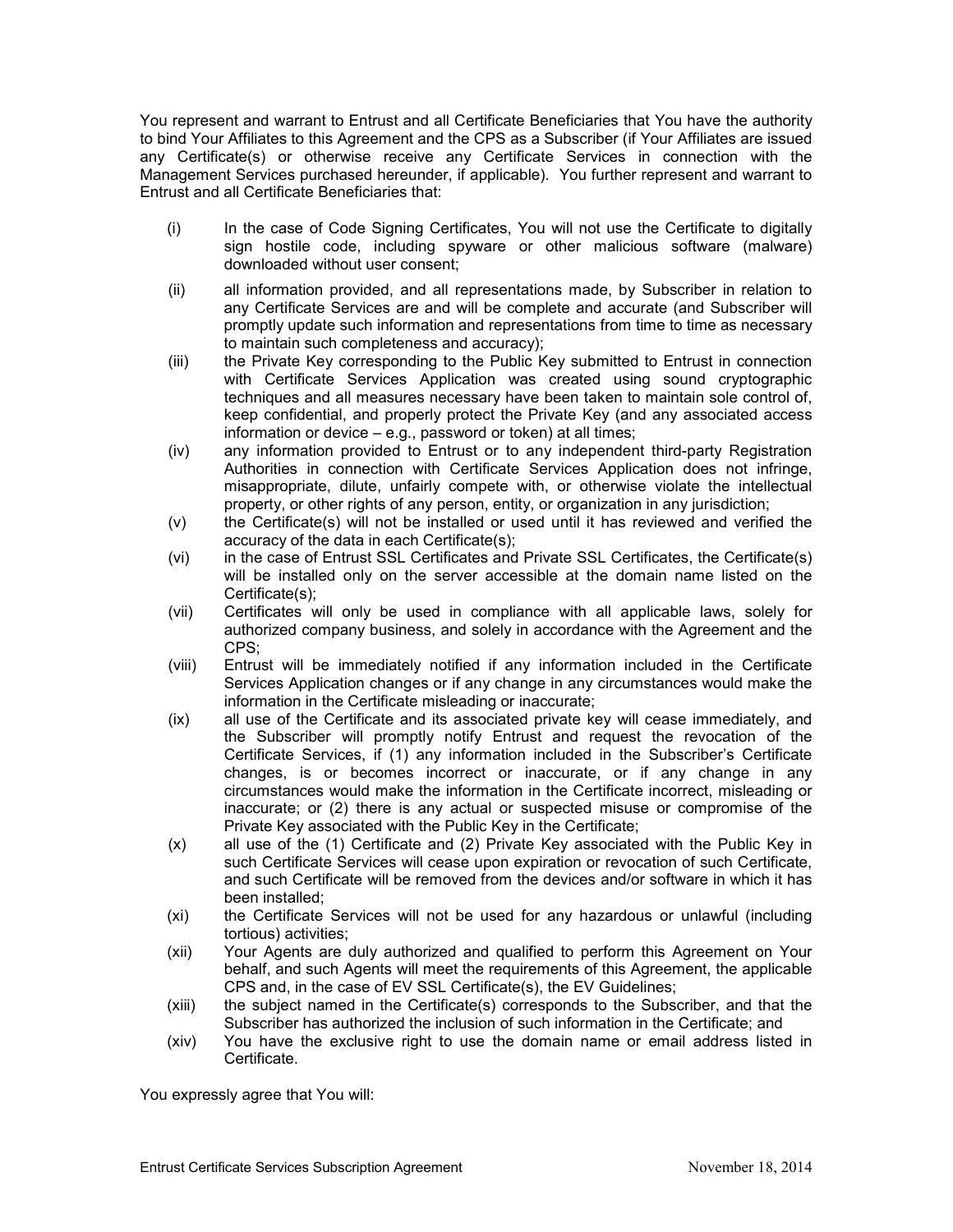You represent and warrant to Entrust and all Certificate Beneficiaries that You have the authority to bind Your Affiliates to this Agreement and the CPS as a Subscriber (if Your Affiliates are issued any Certificate(s) or otherwise receive any Certificate Services in connection with the Management Services purchased hereunder, if applicable). You further represent and warrant to Entrust and all Certificate Beneficiaries that:

(i) In the case of Code Signing Certificates, You will not use the Certificate to digitally sign hostile code, including spyware or other malicious software (malware) downloaded without user consent;

(ii) all information provided, and all representations made, by Subscriber in relation to any Certificate Services are and will be complete and accurate (and Subscriber will promptly update such information and representations from time to time as necessary to maintain such completeness and accuracy);

(iii) the Private Key corresponding to the Public Key submitted to Entrust in connection with Certificate Services Application was created using sound cryptographic techniques and all measures necessary have been taken to maintain sole control of, keep confidential, and properly protect the Private Key (and any associated access information or device – e.g., password or token) at all times;

(iv) any information provided to Entrust or to any independent third-party Registration Authorities in connection with Certificate Services Application does not infringe, misappropriate, dilute, unfairly compete with, or otherwise violate the intellectual property, or other rights of any person, entity, or organization in any jurisdiction;

(v) the Certificate(s) will not be installed or used until it has reviewed and verified the accuracy of the data in each Certificate(s);

(vi) in the case of Entrust SSL Certificates and Private SSL Certificates, the Certificate(s) will be installed only on the server accessible at the domain name listed on the Certificate(s);

(vii) Certificates will only be used in compliance with all applicable laws, solely for authorized company business, and solely in accordance with the Agreement and the CPS;

(viii) Entrust will be immediately notified if any information included in the Certificate Services Application changes or if any change in any circumstances would make the information in the Certificate misleading or inaccurate;

(ix) all use of the Certificate and its associated private key will cease immediately, and the Subscriber will promptly notify Entrust and request the revocation of the Certificate Services, if (1) any information included in the Subscriber's Certificate changes, is or becomes incorrect or inaccurate, or if any change in any circumstances would make the information in the Certificate incorrect, misleading or inaccurate; or (2) there is any actual or suspected misuse or compromise of the Private Key associated with the Public Key in the Certificate;

(x) all use of the (1) Certificate and (2) Private Key associated with the Public Key in such Certificate Services will cease upon expiration or revocation of such Certificate, and such Certificate will be removed from the devices and/or software in which it has been installed;

(xi) the Certificate Services will not be used for any hazardous or unlawful (including tortious) activities;

(xii) Your Agents are duly authorized and qualified to perform this Agreement on Your behalf, and such Agents will meet the requirements of this Agreement, the applicable CPS and, in the case of EV SSL Certificate(s), the EV Guidelines;

(xiii) the subject named in the Certificate(s) corresponds to the Subscriber, and that the Subscriber has authorized the inclusion of such information in the Certificate; and

(xiv) You have the exclusive right to use the domain name or email address listed in Certificate.

You expressly agree that You will: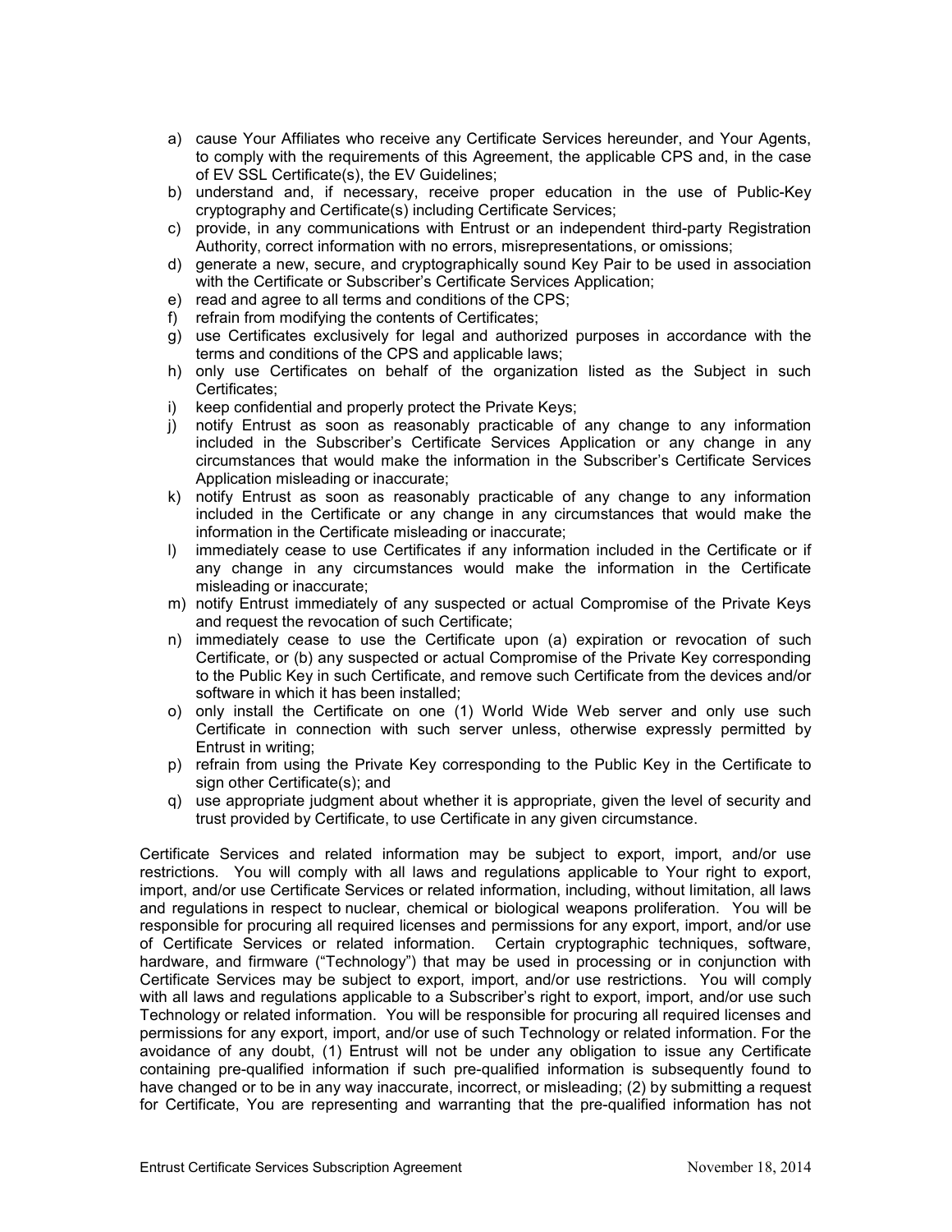a) cause Your Affiliates who receive any Certificate Services hereunder, and Your Agents, to comply with the requirements of this Agreement, the applicable CPS and, in the case of EV SSL Certificate(s), the EV Guidelines;
b) understand and, if necessary, receive proper education in the use of Public-Key cryptography and Certificate(s) including Certificate Services;
c) provide, in any communications with Entrust or an independent third-party Registration Authority, correct information with no errors, misrepresentations, or omissions;
d) generate a new, secure, and cryptographically sound Key Pair to be used in association with the Certificate or Subscriber's Certificate Services Application;
e) read and agree to all terms and conditions of the CPS;
f) refrain from modifying the contents of Certificates;
g) use Certificates exclusively for legal and authorized purposes in accordance with the terms and conditions of the CPS and applicable laws;
h) only use Certificates on behalf of the organization listed as the Subject in such Certificates;
i) keep confidential and properly protect the Private Keys;
j) notify Entrust as soon as reasonably practicable of any change to any information included in the Subscriber's Certificate Services Application or any change in any circumstances that would make the information in the Subscriber's Certificate Services Application misleading or inaccurate;
k) notify Entrust as soon as reasonably practicable of any change to any information included in the Certificate or any change in any circumstances that would make the information in the Certificate misleading or inaccurate;
l) immediately cease to use Certificates if any information included in the Certificate or if any change in any circumstances would make the information in the Certificate misleading or inaccurate;
m) notify Entrust immediately of any suspected or actual Compromise of the Private Keys and request the revocation of such Certificate;
n) immediately cease to use the Certificate upon (a) expiration or revocation of such Certificate, or (b) any suspected or actual Compromise of the Private Key corresponding to the Public Key in such Certificate, and remove such Certificate from the devices and/or software in which it has been installed;
o) only install the Certificate on one (1) World Wide Web server and only use such Certificate in connection with such server unless, otherwise expressly permitted by Entrust in writing;
p) refrain from using the Private Key corresponding to the Public Key in the Certificate to sign other Certificate(s); and
q) use appropriate judgment about whether it is appropriate, given the level of security and trust provided by Certificate, to use Certificate in any given circumstance.

Certificate Services and related information may be subject to export, import, and/or use restrictions. You will comply with all laws and regulations applicable to Your right to export, import, and/or use Certificate Services or related information, including, without limitation, all laws and regulations in respect to nuclear, chemical or biological weapons proliferation. You will be responsible for procuring all required licenses and permissions for any export, import, and/or use of Certificate Services or related information. Certain cryptographic techniques, software, hardware, and firmware ("Technology") that may be used in processing or in conjunction with Certificate Services may be subject to export, import, and/or use restrictions. You will comply with all laws and regulations applicable to a Subscriber's right to export, import, and/or use such Technology or related information. You will be responsible for procuring all required licenses and permissions for any export, import, and/or use of such Technology or related information. For the avoidance of any doubt, (1) Entrust will not be under any obligation to issue any Certificate containing pre-qualified information if such pre-qualified information is subsequently found to have changed or to be in any way inaccurate, incorrect, or misleading; (2) by submitting a request for Certificate, You are representing and warranting that the pre-qualified information has not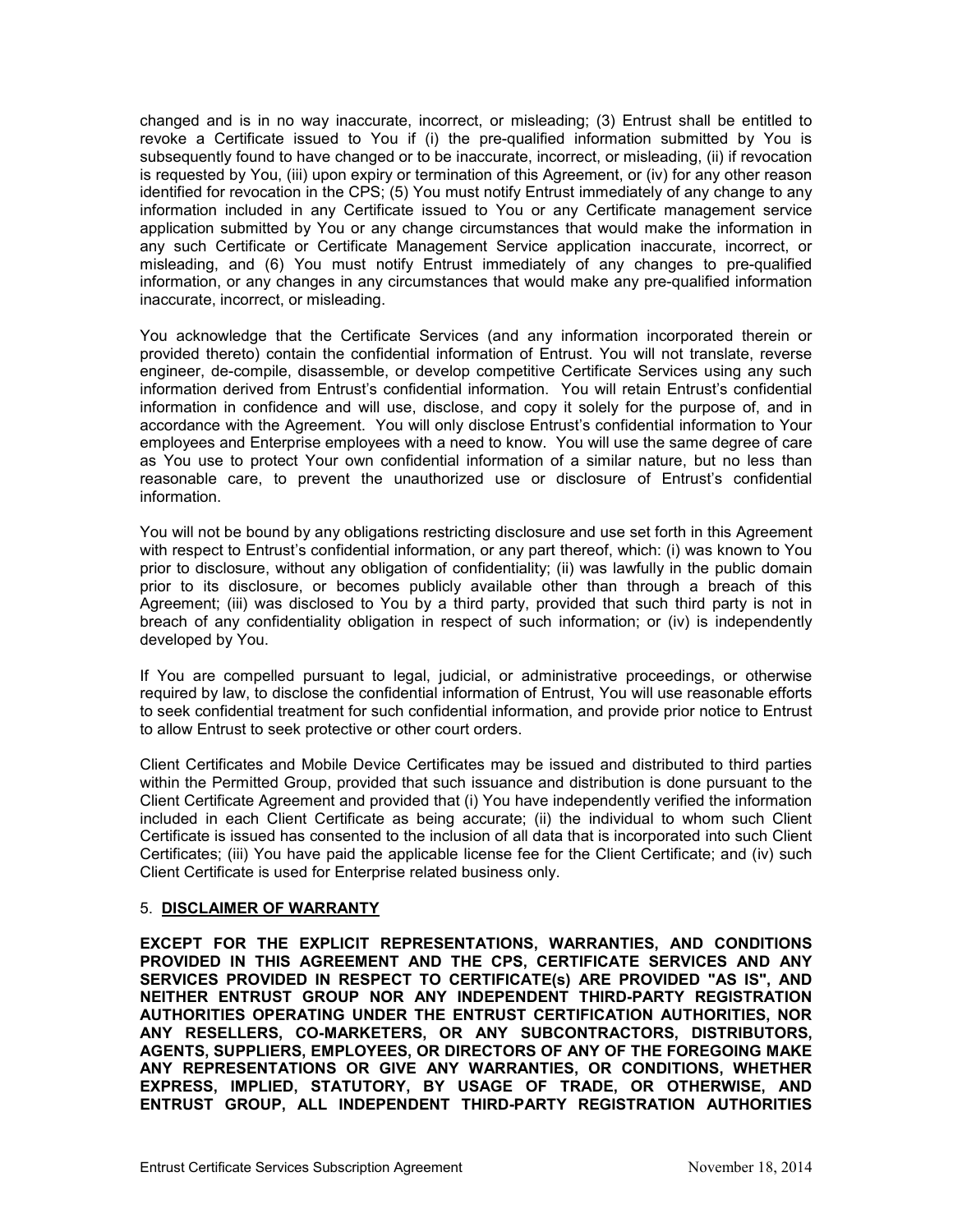changed and is in no way inaccurate, incorrect, or misleading; (3) Entrust shall be entitled to revoke a Certificate issued to You if (i) the pre-qualified information submitted by You is subsequently found to have changed or to be inaccurate, incorrect, or misleading, (ii) if revocation is requested by You, (iii) upon expiry or termination of this Agreement, or (iv) for any other reason identified for revocation in the CPS; (5) You must notify Entrust immediately of any change to any information included in any Certificate issued to You or any Certificate management service application submitted by You or any change circumstances that would make the information in any such Certificate or Certificate Management Service application inaccurate, incorrect, or misleading, and (6) You must notify Entrust immediately of any changes to pre-qualified information, or any changes in any circumstances that would make any pre-qualified information inaccurate, incorrect, or misleading.

You acknowledge that the Certificate Services (and any information incorporated therein or provided thereto) contain the confidential information of Entrust. You will not translate, reverse engineer, de-compile, disassemble, or develop competitive Certificate Services using any such information derived from Entrust's confidential information. You will retain Entrust's confidential information in confidence and will use, disclose, and copy it solely for the purpose of, and in accordance with the Agreement. You will only disclose Entrust's confidential information to Your employees and Enterprise employees with a need to know. You will use the same degree of care as You use to protect Your own confidential information of a similar nature, but no less than reasonable care, to prevent the unauthorized use or disclosure of Entrust's confidential information.

You will not be bound by any obligations restricting disclosure and use set forth in this Agreement with respect to Entrust's confidential information, or any part thereof, which: (i) was known to You prior to disclosure, without any obligation of confidentiality; (ii) was lawfully in the public domain prior to its disclosure, or becomes publicly available other than through a breach of this Agreement; (iii) was disclosed to You by a third party, provided that such third party is not in breach of any confidentiality obligation in respect of such information; or (iv) is independently developed by You.

If You are compelled pursuant to legal, judicial, or administrative proceedings, or otherwise required by law, to disclose the confidential information of Entrust, You will use reasonable efforts to seek confidential treatment for such confidential information, and provide prior notice to Entrust to allow Entrust to seek protective or other court orders.

Client Certificates and Mobile Device Certificates may be issued and distributed to third parties within the Permitted Group, provided that such issuance and distribution is done pursuant to the Client Certificate Agreement and provided that (i) You have independently verified the information included in each Client Certificate as being accurate; (ii) the individual to whom such Client Certificate is issued has consented to the inclusion of all data that is incorporated into such Client Certificates; (iii) You have paid the applicable license fee for the Client Certificate; and (iv) such Client Certificate is used for Enterprise related business only.

## 5. DISCLAIMER OF WARRANTY

**EXCEPT FOR THE EXPLICIT REPRESENTATIONS, WARRANTIES, AND CONDITIONS PROVIDED IN THIS AGREEMENT AND THE CPS, CERTIFICATE SERVICES AND ANY SERVICES PROVIDED IN RESPECT TO CERTIFICATE(s) ARE PROVIDED "AS IS", AND NEITHER ENTRUST GROUP NOR ANY INDEPENDENT THIRD-PARTY REGISTRATION AUTHORITIES OPERATING UNDER THE ENTRUST CERTIFICATION AUTHORITIES, NOR ANY RESELLERS, CO-MARKETERS, OR ANY SUBCONTRACTORS, DISTRIBUTORS, AGENTS, SUPPLIERS, EMPLOYEES, OR DIRECTORS OF ANY OF THE FOREGOING MAKE ANY REPRESENTATIONS OR GIVE ANY WARRANTIES, OR CONDITIONS, WHETHER EXPRESS, IMPLIED, STATUTORY, BY USAGE OF TRADE, OR OTHERWISE, AND ENTRUST GROUP, ALL INDEPENDENT THIRD-PARTY REGISTRATION AUTHORITIES**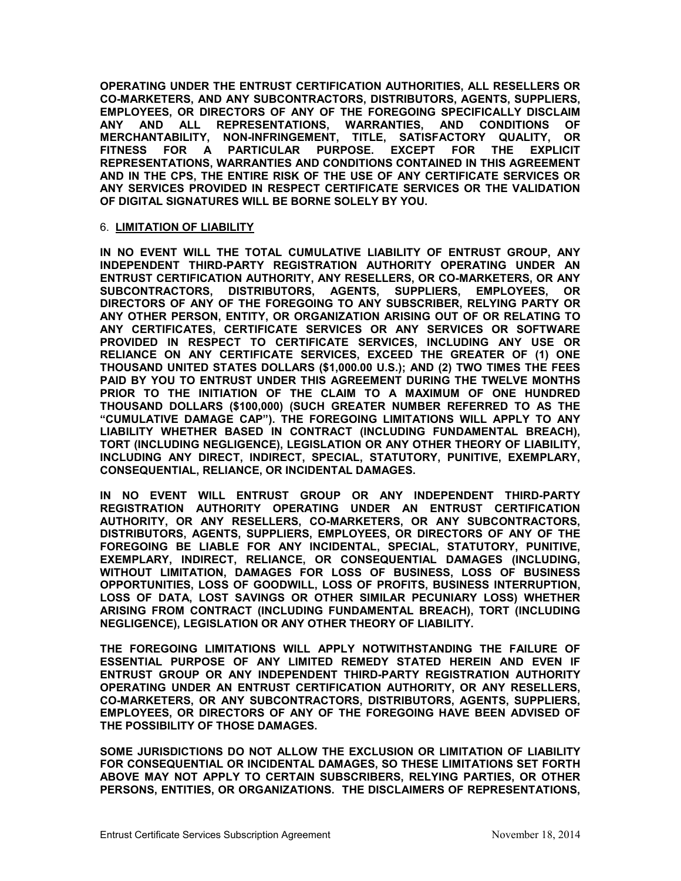**OPERATING UNDER THE ENTRUST CERTIFICATION AUTHORITIES, ALL RESELLERS OR CO-MARKETERS, AND ANY SUBCONTRACTORS, DISTRIBUTORS, AGENTS, SUPPLIERS, EMPLOYEES, OR DIRECTORS OF ANY OF THE FOREGOING SPECIFICALLY DISCLAIM ANY AND ALL REPRESENTATIONS, WARRANTIES, AND CONDITIONS OF MERCHANTABILITY, NON-INFRINGEMENT, TITLE, SATISFACTORY QUALITY, OR FITNESS FOR A PARTICULAR PURPOSE. EXCEPT FOR THE EXPLICIT REPRESENTATIONS, WARRANTIES AND CONDITIONS CONTAINED IN THIS AGREEMENT AND IN THE CPS, THE ENTIRE RISK OF THE USE OF ANY CERTIFICATE SERVICES OR ANY SERVICES PROVIDED IN RESPECT CERTIFICATE SERVICES OR THE VALIDATION OF DIGITAL SIGNATURES WILL BE BORNE SOLELY BY YOU.**

6. **LIMITATION OF LIABILITY**

**IN NO EVENT WILL THE TOTAL CUMULATIVE LIABILITY OF ENTRUST GROUP, ANY INDEPENDENT THIRD-PARTY REGISTRATION AUTHORITY OPERATING UNDER AN ENTRUST CERTIFICATION AUTHORITY, ANY RESELLERS, OR CO-MARKETERS, OR ANY SUBCONTRACTORS, DISTRIBUTORS, AGENTS, SUPPLIERS, EMPLOYEES, OR DIRECTORS OF ANY OF THE FOREGOING TO ANY SUBSCRIBER, RELYING PARTY OR ANY OTHER PERSON, ENTITY, OR ORGANIZATION ARISING OUT OF OR RELATING TO ANY CERTIFICATES, CERTIFICATE SERVICES OR ANY SERVICES OR SOFTWARE PROVIDED IN RESPECT TO CERTIFICATE SERVICES, INCLUDING ANY USE OR RELIANCE ON ANY CERTIFICATE SERVICES, EXCEED THE GREATER OF (1) ONE THOUSAND UNITED STATES DOLLARS ($1,000.00 U.S.); AND (2) TWO TIMES THE FEES PAID BY YOU TO ENTRUST UNDER THIS AGREEMENT DURING THE TWELVE MONTHS PRIOR TO THE INITIATION OF THE CLAIM TO A MAXIMUM OF ONE HUNDRED THOUSAND DOLLARS ($100,000) (SUCH GREATER NUMBER REFERRED TO AS THE "CUMULATIVE DAMAGE CAP"). THE FOREGOING LIMITATIONS WILL APPLY TO ANY LIABILITY WHETHER BASED IN CONTRACT (INCLUDING FUNDAMENTAL BREACH), TORT (INCLUDING NEGLIGENCE), LEGISLATION OR ANY OTHER THEORY OF LIABILITY, INCLUDING ANY DIRECT, INDIRECT, SPECIAL, STATUTORY, PUNITIVE, EXEMPLARY, CONSEQUENTIAL, RELIANCE, OR INCIDENTAL DAMAGES.**

**IN NO EVENT WILL ENTRUST GROUP OR ANY INDEPENDENT THIRD-PARTY REGISTRATION AUTHORITY OPERATING UNDER AN ENTRUST CERTIFICATION AUTHORITY, OR ANY RESELLERS, CO-MARKETERS, OR ANY SUBCONTRACTORS, DISTRIBUTORS, AGENTS, SUPPLIERS, EMPLOYEES, OR DIRECTORS OF ANY OF THE FOREGOING BE LIABLE FOR ANY INCIDENTAL, SPECIAL, STATUTORY, PUNITIVE, EXEMPLARY, INDIRECT, RELIANCE, OR CONSEQUENTIAL DAMAGES (INCLUDING, WITHOUT LIMITATION, DAMAGES FOR LOSS OF BUSINESS, LOSS OF BUSINESS OPPORTUNITIES, LOSS OF GOODWILL, LOSS OF PROFITS, BUSINESS INTERRUPTION, LOSS OF DATA, LOST SAVINGS OR OTHER SIMILAR PECUNIARY LOSS) WHETHER ARISING FROM CONTRACT (INCLUDING FUNDAMENTAL BREACH), TORT (INCLUDING NEGLIGENCE), LEGISLATION OR ANY OTHER THEORY OF LIABILITY.**

**THE FOREGOING LIMITATIONS WILL APPLY NOTWITHSTANDING THE FAILURE OF ESSENTIAL PURPOSE OF ANY LIMITED REMEDY STATED HEREIN AND EVEN IF ENTRUST GROUP OR ANY INDEPENDENT THIRD-PARTY REGISTRATION AUTHORITY OPERATING UNDER AN ENTRUST CERTIFICATION AUTHORITY, OR ANY RESELLERS, CO-MARKETERS, OR ANY SUBCONTRACTORS, DISTRIBUTORS, AGENTS, SUPPLIERS, EMPLOYEES, OR DIRECTORS OF ANY OF THE FOREGOING HAVE BEEN ADVISED OF THE POSSIBILITY OF THOSE DAMAGES.**

**SOME JURISDICTIONS DO NOT ALLOW THE EXCLUSION OR LIMITATION OF LIABILITY FOR CONSEQUENTIAL OR INCIDENTAL DAMAGES, SO THESE LIMITATIONS SET FORTH ABOVE MAY NOT APPLY TO CERTAIN SUBSCRIBERS, RELYING PARTIES, OR OTHER PERSONS, ENTITIES, OR ORGANIZATIONS. THE DISCLAIMERS OF REPRESENTATIONS,**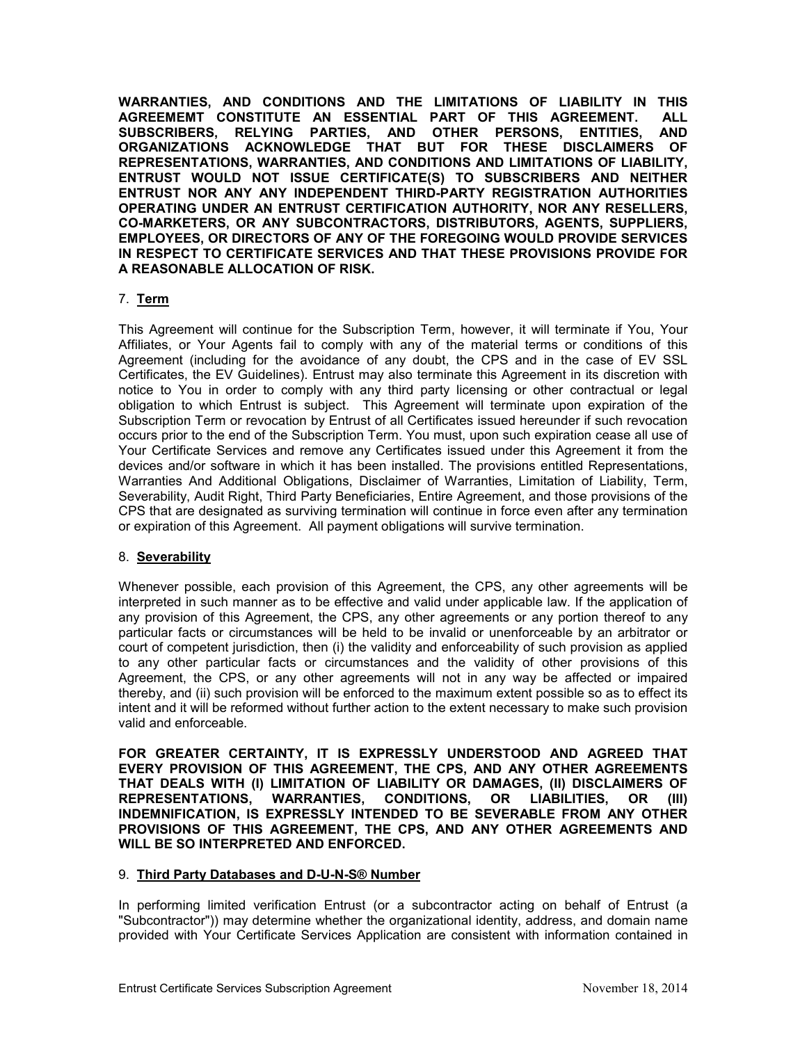**WARRANTIES, AND CONDITIONS AND THE LIMITATIONS OF LIABILITY IN THIS AGREEMEMT CONSTITUTE AN ESSENTIAL PART OF THIS AGREEMENT. ALL SUBSCRIBERS, RELYING PARTIES, AND OTHER PERSONS, ENTITIES, AND ORGANIZATIONS ACKNOWLEDGE THAT BUT FOR THESE DISCLAIMERS OF REPRESENTATIONS, WARRANTIES, AND CONDITIONS AND LIMITATIONS OF LIABILITY, ENTRUST WOULD NOT ISSUE CERTIFICATE(S) TO SUBSCRIBERS AND NEITHER ENTRUST NOR ANY ANY INDEPENDENT THIRD-PARTY REGISTRATION AUTHORITIES OPERATING UNDER AN ENTRUST CERTIFICATION AUTHORITY, NOR ANY RESELLERS, CO-MARKETERS, OR ANY SUBCONTRACTORS, DISTRIBUTORS, AGENTS, SUPPLIERS, EMPLOYEES, OR DIRECTORS OF ANY OF THE FOREGOING WOULD PROVIDE SERVICES IN RESPECT TO CERTIFICATE SERVICES AND THAT THESE PROVISIONS PROVIDE FOR A REASONABLE ALLOCATION OF RISK.**

7. **Term**

This Agreement will continue for the Subscription Term, however, it will terminate if You, Your Affiliates, or Your Agents fail to comply with any of the material terms or conditions of this Agreement (including for the avoidance of any doubt, the CPS and in the case of EV SSL Certificates, the EV Guidelines). Entrust may also terminate this Agreement in its discretion with notice to You in order to comply with any third party licensing or other contractual or legal obligation to which Entrust is subject. This Agreement will terminate upon expiration of the Subscription Term or revocation by Entrust of all Certificates issued hereunder if such revocation occurs prior to the end of the Subscription Term. You must, upon such expiration cease all use of Your Certificate Services and remove any Certificates issued under this Agreement it from the devices and/or software in which it has been installed. The provisions entitled Representations, Warranties And Additional Obligations, Disclaimer of Warranties, Limitation of Liability, Term, Severability, Audit Right, Third Party Beneficiaries, Entire Agreement, and those provisions of the CPS that are designated as surviving termination will continue in force even after any termination or expiration of this Agreement. All payment obligations will survive termination.

8. **Severability**

Whenever possible, each provision of this Agreement, the CPS, any other agreements will be interpreted in such manner as to be effective and valid under applicable law. If the application of any provision of this Agreement, the CPS, any other agreements or any portion thereof to any particular facts or circumstances will be held to be invalid or unenforceable by an arbitrator or court of competent jurisdiction, then (i) the validity and enforceability of such provision as applied to any other particular facts or circumstances and the validity of other provisions of this Agreement, the CPS, or any other agreements will not in any way be affected or impaired thereby, and (ii) such provision will be enforced to the maximum extent possible so as to effect its intent and it will be reformed without further action to the extent necessary to make such provision valid and enforceable.

**FOR GREATER CERTAINTY, IT IS EXPRESSLY UNDERSTOOD AND AGREED THAT EVERY PROVISION OF THIS AGREEMENT, THE CPS, AND ANY OTHER AGREEMENTS THAT DEALS WITH (I) LIMITATION OF LIABILITY OR DAMAGES, (II) DISCLAIMERS OF REPRESENTATIONS, WARRANTIES, CONDITIONS, OR LIABILITIES, OR (III) INDEMNIFICATION, IS EXPRESSLY INTENDED TO BE SEVERABLE FROM ANY OTHER PROVISIONS OF THIS AGREEMENT, THE CPS, AND ANY OTHER AGREEMENTS AND WILL BE SO INTERPRETED AND ENFORCED.**

9. **Third Party Databases and D-U-N-S® Number**

In performing limited verification Entrust (or a subcontractor acting on behalf of Entrust (a "Subcontractor")) may determine whether the organizational identity, address, and domain name provided with Your Certificate Services Application are consistent with information contained in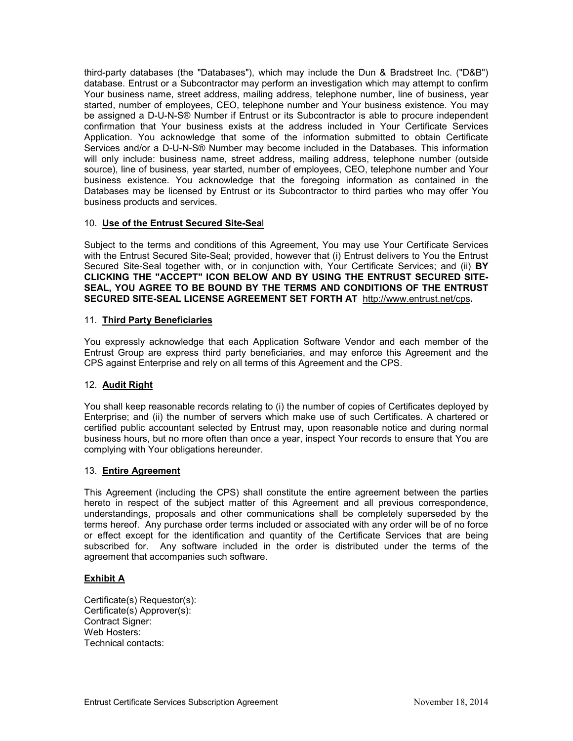third-party databases (the "Databases"), which may include the Dun & Bradstreet Inc. ("D&B") database. Entrust or a Subcontractor may perform an investigation which may attempt to confirm Your business name, street address, mailing address, telephone number, line of business, year started, number of employees, CEO, telephone number and Your business existence. You may be assigned a D-U-N-S® Number if Entrust or its Subcontractor is able to procure independent confirmation that Your business exists at the address included in Your Certificate Services Application. You acknowledge that some of the information submitted to obtain Certificate Services and/or a D-U-N-S® Number may become included in the Databases. This information will only include: business name, street address, mailing address, telephone number (outside source), line of business, year started, number of employees, CEO, telephone number and Your business existence. You acknowledge that the foregoing information as contained in the Databases may be licensed by Entrust or its Subcontractor to third parties who may offer You business products and services.

10. **Use of the Entrust Secured Site-Seal**

Subject to the terms and conditions of this Agreement, You may use Your Certificate Services with the Entrust Secured Site-Seal; provided, however that (i) Entrust delivers to You the Entrust Secured Site-Seal together with, or in conjunction with, Your Certificate Services; and (ii) **BY CLICKING THE "ACCEPT" ICON BELOW AND BY USING THE ENTRUST SECURED SITE-SEAL, YOU AGREE TO BE BOUND BY THE TERMS AND CONDITIONS OF THE ENTRUST SECURED SITE-SEAL LICENSE AGREEMENT SET FORTH AT** http://www.entrust.net/cps**.**

11. **Third Party Beneficiaries**

You expressly acknowledge that each Application Software Vendor and each member of the Entrust Group are express third party beneficiaries, and may enforce this Agreement and the CPS against Enterprise and rely on all terms of this Agreement and the CPS.

12. **Audit Right**

You shall keep reasonable records relating to (i) the number of copies of Certificates deployed by Enterprise; and (ii) the number of servers which make use of such Certificates. A chartered or certified public accountant selected by Entrust may, upon reasonable notice and during normal business hours, but no more often than once a year, inspect Your records to ensure that You are complying with Your obligations hereunder.

13. **Entire Agreement**

This Agreement (including the CPS) shall constitute the entire agreement between the parties hereto in respect of the subject matter of this Agreement and all previous correspondence, understandings, proposals and other communications shall be completely superseded by the terms hereof. Any purchase order terms included or associated with any order will be of no force or effect except for the identification and quantity of the Certificate Services that are being subscribed for. Any software included in the order is distributed under the terms of the agreement that accompanies such software.

**Exhibit A**

Certificate(s) Requestor(s):
Certificate(s) Approver(s):
Contract Signer:
Web Hosters:
Technical contacts: